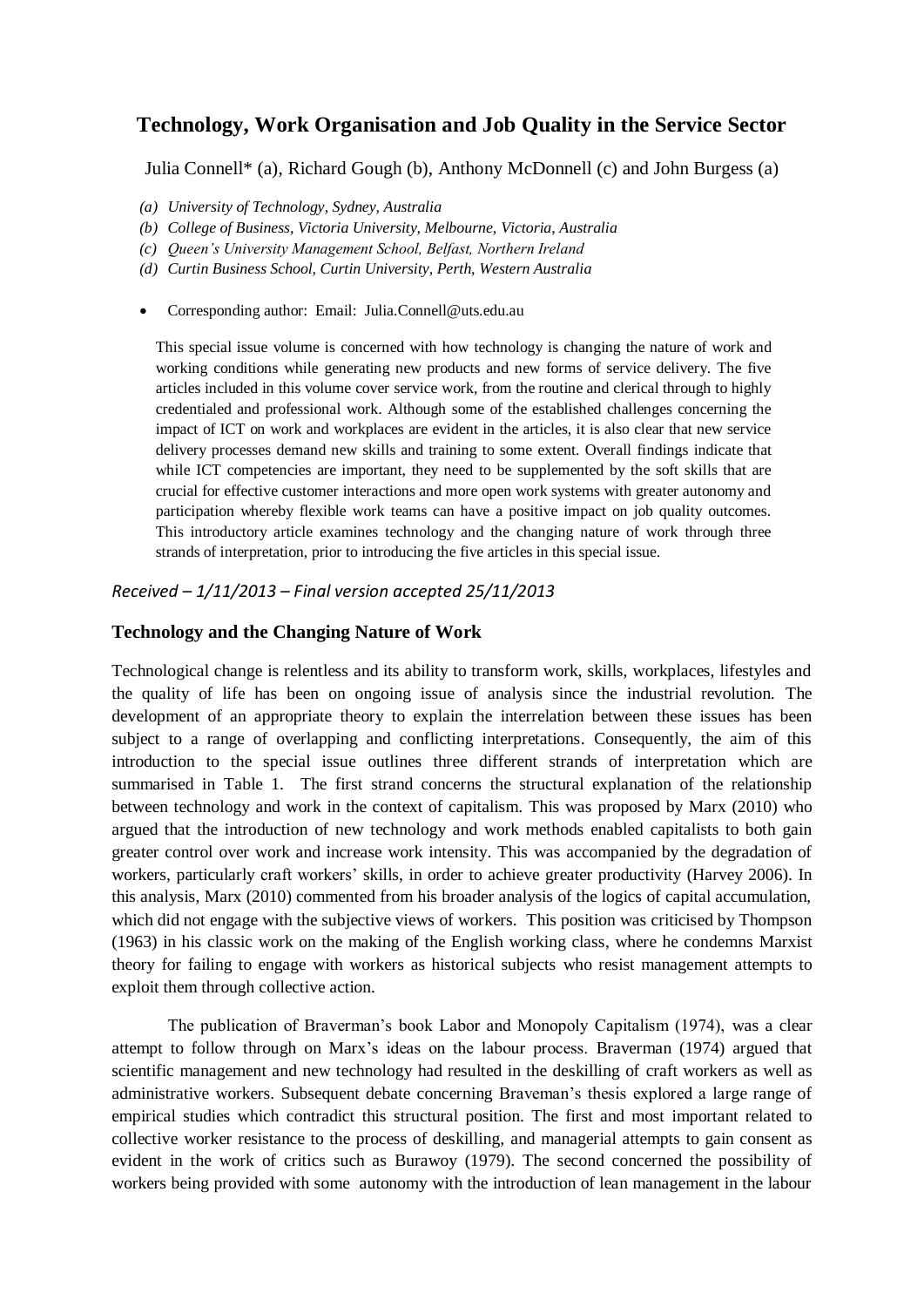# Technology, Work Organisation and Job Quality in the Service Sector

Julia Connell* (a), Richard Gough (b), Anthony McDonnell (c) and John Burgess (a)

*(a) University of Technology, Sydney, Australia*
*(b) College of Business, Victoria University, Melbourne, Victoria, Australia*
*(c) Queen's University Management School, Belfast, Northern Ireland*
*(d) Curtin Business School, Curtin University, Perth, Western Australia*

- Corresponding author: Email: Julia.Connell@uts.edu.au

This special issue volume is concerned with how technology is changing the nature of work and working conditions while generating new products and new forms of service delivery. The five articles included in this volume cover service work, from the routine and clerical through to highly credentialed and professional work. Although some of the established challenges concerning the impact of ICT on work and workplaces are evident in the articles, it is also clear that new service delivery processes demand new skills and training to some extent. Overall findings indicate that while ICT competencies are important, they need to be supplemented by the soft skills that are crucial for effective customer interactions and more open work systems with greater autonomy and participation whereby flexible work teams can have a positive impact on job quality outcomes. This introductory article examines technology and the changing nature of work through three strands of interpretation, prior to introducing the five articles in this special issue.

*Received – 1/11/2013 – Final version accepted 25/11/2013*

## Technology and the Changing Nature of Work

Technological change is relentless and its ability to transform work, skills, workplaces, lifestyles and the quality of life has been on ongoing issue of analysis since the industrial revolution. The development of an appropriate theory to explain the interrelation between these issues has been subject to a range of overlapping and conflicting interpretations. Consequently, the aim of this introduction to the special issue outlines three different strands of interpretation which are summarised in Table 1. The first strand concerns the structural explanation of the relationship between technology and work in the context of capitalism. This was proposed by Marx (2010) who argued that the introduction of new technology and work methods enabled capitalists to both gain greater control over work and increase work intensity. This was accompanied by the degradation of workers, particularly craft workers' skills, in order to achieve greater productivity (Harvey 2006). In this analysis, Marx (2010) commented from his broader analysis of the logics of capital accumulation, which did not engage with the subjective views of workers. This position was criticised by Thompson (1963) in his classic work on the making of the English working class, where he condemns Marxist theory for failing to engage with workers as historical subjects who resist management attempts to exploit them through collective action.

The publication of Braverman's book Labor and Monopoly Capitalism (1974), was a clear attempt to follow through on Marx's ideas on the labour process. Braverman (1974) argued that scientific management and new technology had resulted in the deskilling of craft workers as well as administrative workers. Subsequent debate concerning Braveman's thesis explored a large range of empirical studies which contradict this structural position. The first and most important related to collective worker resistance to the process of deskilling, and managerial attempts to gain consent as evident in the work of critics such as Burawoy (1979). The second concerned the possibility of workers being provided with some autonomy with the introduction of lean management in the labour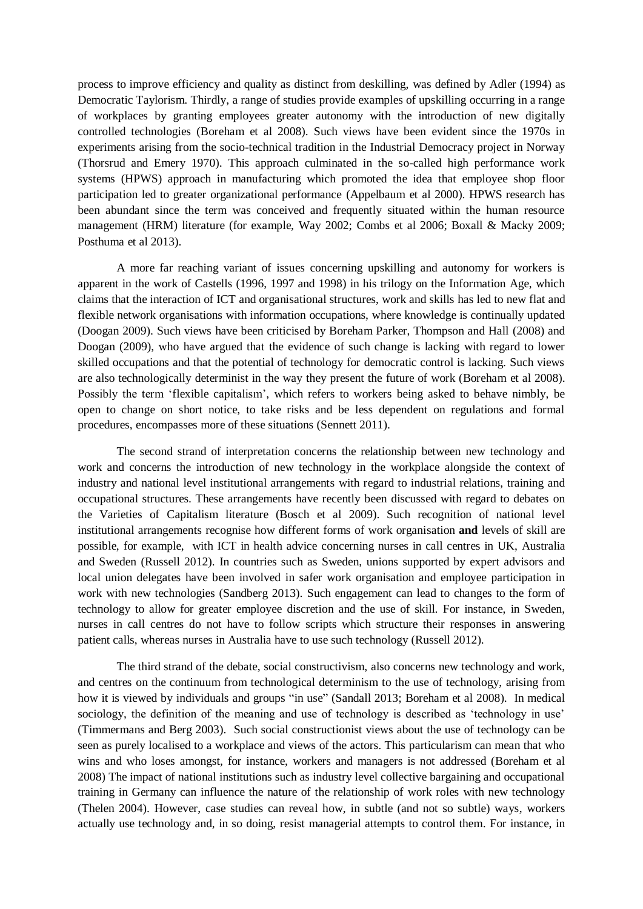process to improve efficiency and quality as distinct from deskilling, was defined by Adler (1994) as Democratic Taylorism. Thirdly, a range of studies provide examples of upskilling occurring in a range of workplaces by granting employees greater autonomy with the introduction of new digitally controlled technologies (Boreham et al 2008). Such views have been evident since the 1970s in experiments arising from the socio-technical tradition in the Industrial Democracy project in Norway (Thorsrud and Emery 1970). This approach culminated in the so-called high performance work systems (HPWS) approach in manufacturing which promoted the idea that employee shop floor participation led to greater organizational performance (Appelbaum et al 2000). HPWS research has been abundant since the term was conceived and frequently situated within the human resource management (HRM) literature (for example, Way 2002; Combs et al 2006; Boxall & Macky 2009; Posthuma et al 2013).

A more far reaching variant of issues concerning upskilling and autonomy for workers is apparent in the work of Castells (1996, 1997 and 1998) in his trilogy on the Information Age, which claims that the interaction of ICT and organisational structures, work and skills has led to new flat and flexible network organisations with information occupations, where knowledge is continually updated (Doogan 2009). Such views have been criticised by Boreham Parker, Thompson and Hall (2008) and Doogan (2009), who have argued that the evidence of such change is lacking with regard to lower skilled occupations and that the potential of technology for democratic control is lacking. Such views are also technologically determinist in the way they present the future of work (Boreham et al 2008). Possibly the term 'flexible capitalism', which refers to workers being asked to behave nimbly, be open to change on short notice, to take risks and be less dependent on regulations and formal procedures, encompasses more of these situations (Sennett 2011).

The second strand of interpretation concerns the relationship between new technology and work and concerns the introduction of new technology in the workplace alongside the context of industry and national level institutional arrangements with regard to industrial relations, training and occupational structures. These arrangements have recently been discussed with regard to debates on the Varieties of Capitalism literature (Bosch et al 2009). Such recognition of national level institutional arrangements recognise how different forms of work organisation **and** levels of skill are possible, for example, with ICT in health advice concerning nurses in call centres in UK, Australia and Sweden (Russell 2012). In countries such as Sweden, unions supported by expert advisors and local union delegates have been involved in safer work organisation and employee participation in work with new technologies (Sandberg 2013). Such engagement can lead to changes to the form of technology to allow for greater employee discretion and the use of skill. For instance, in Sweden, nurses in call centres do not have to follow scripts which structure their responses in answering patient calls, whereas nurses in Australia have to use such technology (Russell 2012).

The third strand of the debate, social constructivism, also concerns new technology and work, and centres on the continuum from technological determinism to the use of technology, arising from how it is viewed by individuals and groups "in use" (Sandall 2013; Boreham et al 2008). In medical sociology, the definition of the meaning and use of technology is described as 'technology in use' (Timmermans and Berg 2003). Such social constructionist views about the use of technology can be seen as purely localised to a workplace and views of the actors. This particularism can mean that who wins and who loses amongst, for instance, workers and managers is not addressed (Boreham et al 2008) The impact of national institutions such as industry level collective bargaining and occupational training in Germany can influence the nature of the relationship of work roles with new technology (Thelen 2004). However, case studies can reveal how, in subtle (and not so subtle) ways, workers actually use technology and, in so doing, resist managerial attempts to control them. For instance, in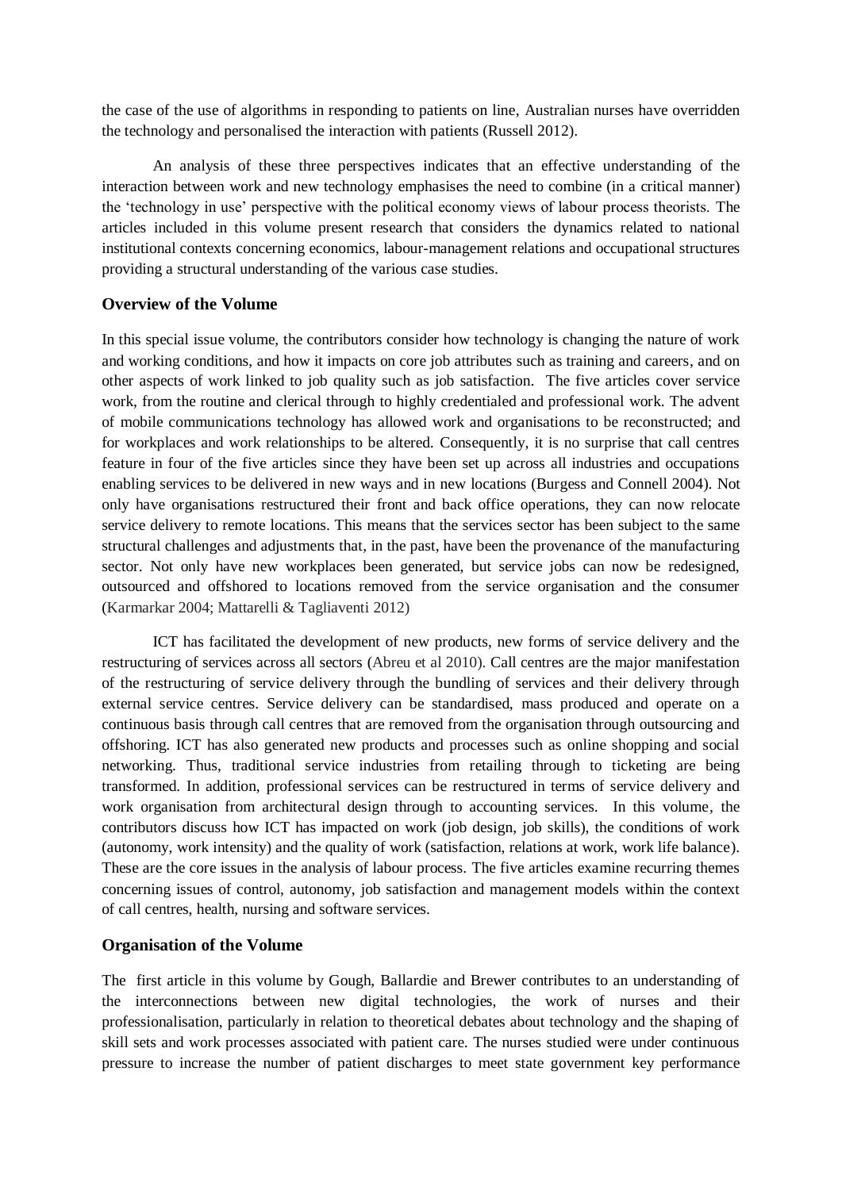the case of the use of algorithms in responding to patients on line, Australian nurses have overridden the technology and personalised the interaction with patients (Russell 2012).

An analysis of these three perspectives indicates that an effective understanding of the interaction between work and new technology emphasises the need to combine (in a critical manner) the 'technology in use' perspective with the political economy views of labour process theorists. The articles included in this volume present research that considers the dynamics related to national institutional contexts concerning economics, labour-management relations and occupational structures providing a structural understanding of the various case studies.

## Overview of the Volume

In this special issue volume, the contributors consider how technology is changing the nature of work and working conditions, and how it impacts on core job attributes such as training and careers, and on other aspects of work linked to job quality such as job satisfaction. The five articles cover service work, from the routine and clerical through to highly credentialed and professional work. The advent of mobile communications technology has allowed work and organisations to be reconstructed; and for workplaces and work relationships to be altered. Consequently, it is no surprise that call centres feature in four of the five articles since they have been set up across all industries and occupations enabling services to be delivered in new ways and in new locations (Burgess and Connell 2004). Not only have organisations restructured their front and back office operations, they can now relocate service delivery to remote locations. This means that the services sector has been subject to the same structural challenges and adjustments that, in the past, have been the provenance of the manufacturing sector. Not only have new workplaces been generated, but service jobs can now be redesigned, outsourced and offshored to locations removed from the service organisation and the consumer (Karmarkar 2004; Mattarelli & Tagliaventi 2012)

ICT has facilitated the development of new products, new forms of service delivery and the restructuring of services across all sectors (Abreu et al 2010). Call centres are the major manifestation of the restructuring of service delivery through the bundling of services and their delivery through external service centres. Service delivery can be standardised, mass produced and operate on a continuous basis through call centres that are removed from the organisation through outsourcing and offshoring. ICT has also generated new products and processes such as online shopping and social networking. Thus, traditional service industries from retailing through to ticketing are being transformed. In addition, professional services can be restructured in terms of service delivery and work organisation from architectural design through to accounting services. In this volume, the contributors discuss how ICT has impacted on work (job design, job skills), the conditions of work (autonomy, work intensity) and the quality of work (satisfaction, relations at work, work life balance). These are the core issues in the analysis of labour process. The five articles examine recurring themes concerning issues of control, autonomy, job satisfaction and management models within the context of call centres, health, nursing and software services.

## Organisation of the Volume

The first article in this volume by Gough, Ballardie and Brewer contributes to an understanding of the interconnections between new digital technologies, the work of nurses and their professionalisation, particularly in relation to theoretical debates about technology and the shaping of skill sets and work processes associated with patient care. The nurses studied were under continuous pressure to increase the number of patient discharges to meet state government key performance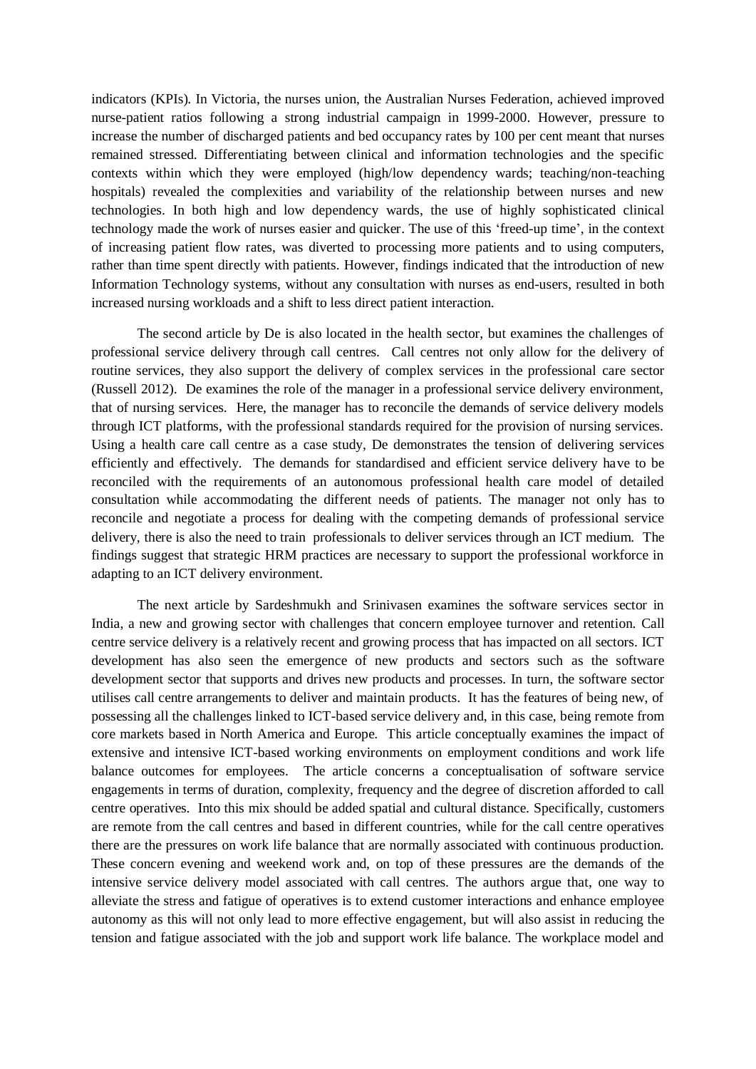indicators (KPIs). In Victoria, the nurses union, the Australian Nurses Federation, achieved improved nurse-patient ratios following a strong industrial campaign in 1999-2000. However, pressure to increase the number of discharged patients and bed occupancy rates by 100 per cent meant that nurses remained stressed. Differentiating between clinical and information technologies and the specific contexts within which they were employed (high/low dependency wards; teaching/non-teaching hospitals) revealed the complexities and variability of the relationship between nurses and new technologies. In both high and low dependency wards, the use of highly sophisticated clinical technology made the work of nurses easier and quicker. The use of this 'freed-up time', in the context of increasing patient flow rates, was diverted to processing more patients and to using computers, rather than time spent directly with patients. However, findings indicated that the introduction of new Information Technology systems, without any consultation with nurses as end-users, resulted in both increased nursing workloads and a shift to less direct patient interaction.

The second article by De is also located in the health sector, but examines the challenges of professional service delivery through call centres. Call centres not only allow for the delivery of routine services, they also support the delivery of complex services in the professional care sector (Russell 2012). De examines the role of the manager in a professional service delivery environment, that of nursing services. Here, the manager has to reconcile the demands of service delivery models through ICT platforms, with the professional standards required for the provision of nursing services. Using a health care call centre as a case study, De demonstrates the tension of delivering services efficiently and effectively. The demands for standardised and efficient service delivery have to be reconciled with the requirements of an autonomous professional health care model of detailed consultation while accommodating the different needs of patients. The manager not only has to reconcile and negotiate a process for dealing with the competing demands of professional service delivery, there is also the need to train professionals to deliver services through an ICT medium. The findings suggest that strategic HRM practices are necessary to support the professional workforce in adapting to an ICT delivery environment.

The next article by Sardeshmukh and Srinivasen examines the software services sector in India, a new and growing sector with challenges that concern employee turnover and retention. Call centre service delivery is a relatively recent and growing process that has impacted on all sectors. ICT development has also seen the emergence of new products and sectors such as the software development sector that supports and drives new products and processes. In turn, the software sector utilises call centre arrangements to deliver and maintain products. It has the features of being new, of possessing all the challenges linked to ICT-based service delivery and, in this case, being remote from core markets based in North America and Europe. This article conceptually examines the impact of extensive and intensive ICT-based working environments on employment conditions and work life balance outcomes for employees. The article concerns a conceptualisation of software service engagements in terms of duration, complexity, frequency and the degree of discretion afforded to call centre operatives. Into this mix should be added spatial and cultural distance. Specifically, customers are remote from the call centres and based in different countries, while for the call centre operatives there are the pressures on work life balance that are normally associated with continuous production. These concern evening and weekend work and, on top of these pressures are the demands of the intensive service delivery model associated with call centres. The authors argue that, one way to alleviate the stress and fatigue of operatives is to extend customer interactions and enhance employee autonomy as this will not only lead to more effective engagement, but will also assist in reducing the tension and fatigue associated with the job and support work life balance. The workplace model and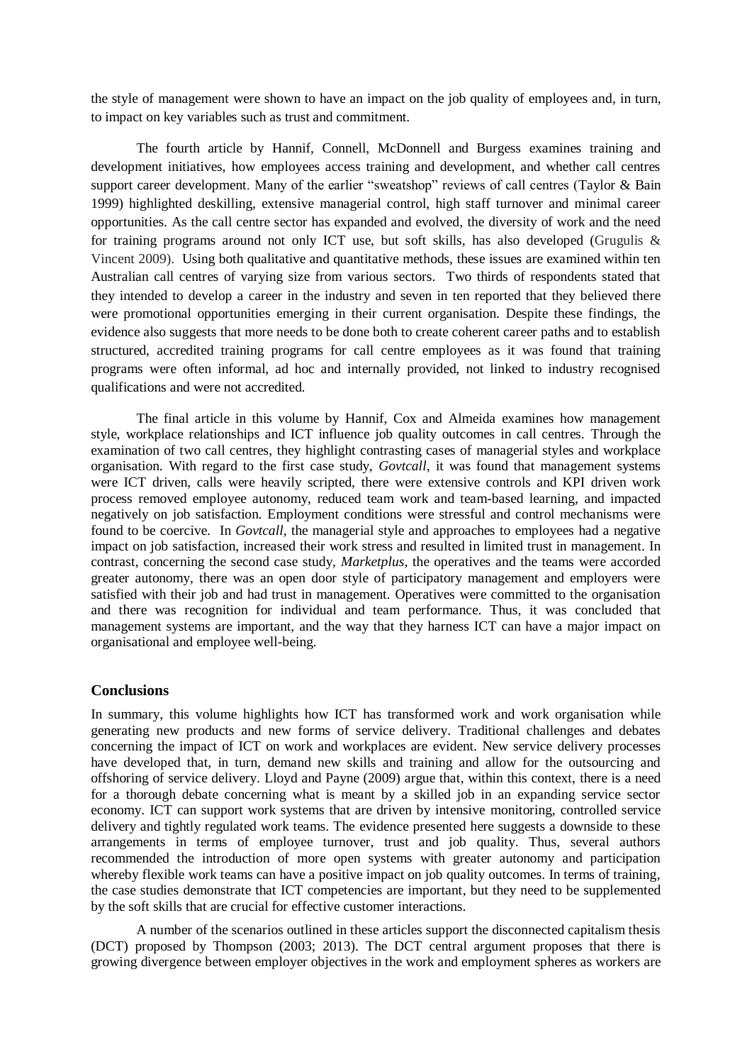the style of management were shown to have an impact on the job quality of employees and, in turn, to impact on key variables such as trust and commitment.

The fourth article by Hannif, Connell, McDonnell and Burgess examines training and development initiatives, how employees access training and development, and whether call centres support career development. Many of the earlier "sweatshop" reviews of call centres (Taylor & Bain 1999) highlighted deskilling, extensive managerial control, high staff turnover and minimal career opportunities. As the call centre sector has expanded and evolved, the diversity of work and the need for training programs around not only ICT use, but soft skills, has also developed (Grugulis & Vincent 2009). Using both qualitative and quantitative methods, these issues are examined within ten Australian call centres of varying size from various sectors. Two thirds of respondents stated that they intended to develop a career in the industry and seven in ten reported that they believed there were promotional opportunities emerging in their current organisation. Despite these findings, the evidence also suggests that more needs to be done both to create coherent career paths and to establish structured, accredited training programs for call centre employees as it was found that training programs were often informal, ad hoc and internally provided, not linked to industry recognised qualifications and were not accredited.

The final article in this volume by Hannif, Cox and Almeida examines how management style, workplace relationships and ICT influence job quality outcomes in call centres. Through the examination of two call centres, they highlight contrasting cases of managerial styles and workplace organisation. With regard to the first case study, *Govtcall*, it was found that management systems were ICT driven, calls were heavily scripted, there were extensive controls and KPI driven work process removed employee autonomy, reduced team work and team-based learning, and impacted negatively on job satisfaction. Employment conditions were stressful and control mechanisms were found to be coercive. In *Govtcall*, the managerial style and approaches to employees had a negative impact on job satisfaction, increased their work stress and resulted in limited trust in management. In contrast, concerning the second case study, *Marketplus*, the operatives and the teams were accorded greater autonomy, there was an open door style of participatory management and employers were satisfied with their job and had trust in management. Operatives were committed to the organisation and there was recognition for individual and team performance. Thus, it was concluded that management systems are important, and the way that they harness ICT can have a major impact on organisational and employee well-being.

## Conclusions

In summary, this volume highlights how ICT has transformed work and work organisation while generating new products and new forms of service delivery. Traditional challenges and debates concerning the impact of ICT on work and workplaces are evident. New service delivery processes have developed that, in turn, demand new skills and training and allow for the outsourcing and offshoring of service delivery. Lloyd and Payne (2009) argue that, within this context, there is a need for a thorough debate concerning what is meant by a skilled job in an expanding service sector economy. ICT can support work systems that are driven by intensive monitoring, controlled service delivery and tightly regulated work teams. The evidence presented here suggests a downside to these arrangements in terms of employee turnover, trust and job quality. Thus, several authors recommended the introduction of more open systems with greater autonomy and participation whereby flexible work teams can have a positive impact on job quality outcomes. In terms of training, the case studies demonstrate that ICT competencies are important, but they need to be supplemented by the soft skills that are crucial for effective customer interactions.

A number of the scenarios outlined in these articles support the disconnected capitalism thesis (DCT) proposed by Thompson (2003; 2013). The DCT central argument proposes that there is growing divergence between employer objectives in the work and employment spheres as workers are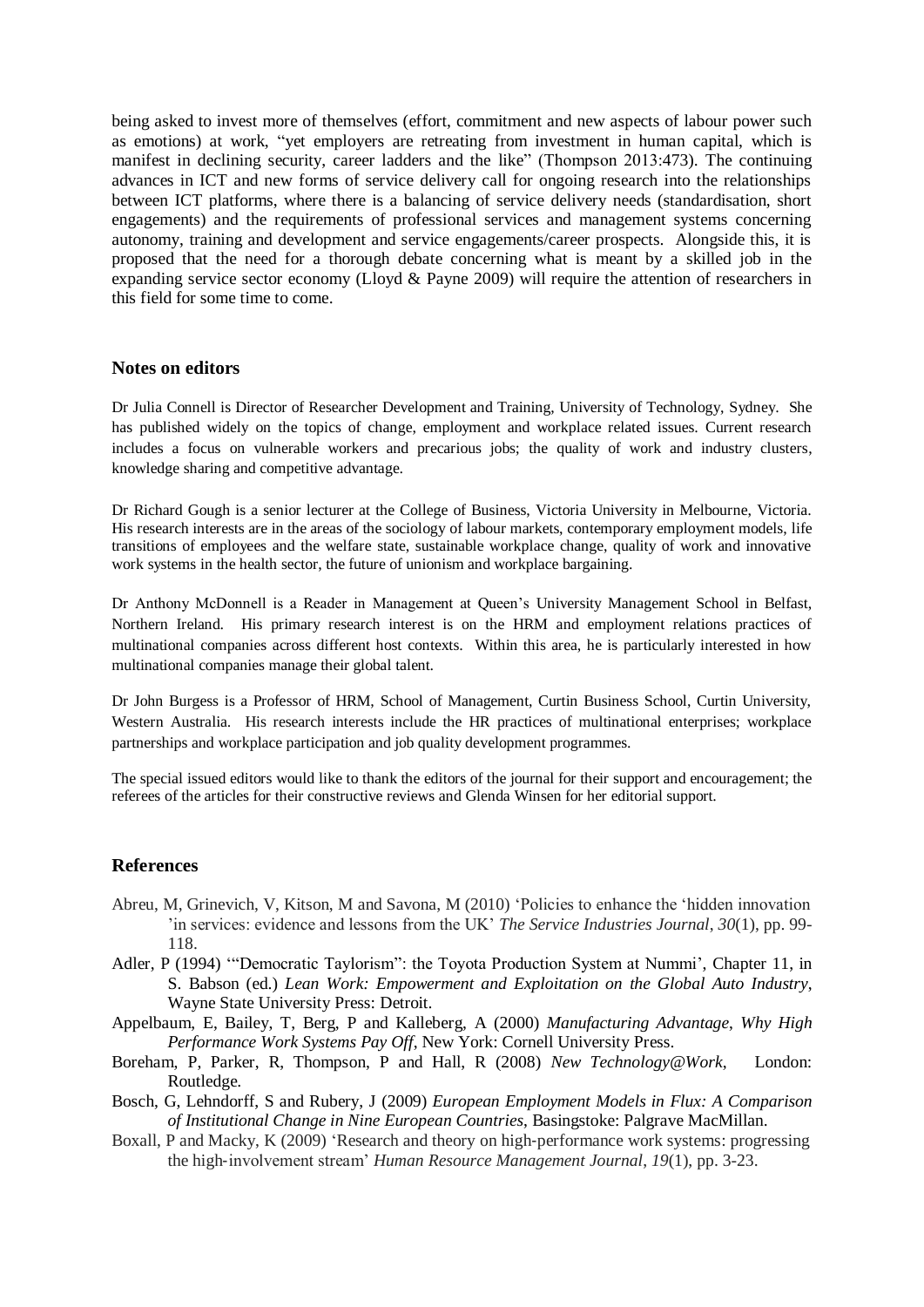being asked to invest more of themselves (effort, commitment and new aspects of labour power such as emotions) at work, "yet employers are retreating from investment in human capital, which is manifest in declining security, career ladders and the like" (Thompson 2013:473). The continuing advances in ICT and new forms of service delivery call for ongoing research into the relationships between ICT platforms, where there is a balancing of service delivery needs (standardisation, short engagements) and the requirements of professional services and management systems concerning autonomy, training and development and service engagements/career prospects. Alongside this, it is proposed that the need for a thorough debate concerning what is meant by a skilled job in the expanding service sector economy (Lloyd & Payne 2009) will require the attention of researchers in this field for some time to come.

## Notes on editors

Dr Julia Connell is Director of Researcher Development and Training, University of Technology, Sydney. She has published widely on the topics of change, employment and workplace related issues. Current research includes a focus on vulnerable workers and precarious jobs; the quality of work and industry clusters, knowledge sharing and competitive advantage.

Dr Richard Gough is a senior lecturer at the College of Business, Victoria University in Melbourne, Victoria. His research interests are in the areas of the sociology of labour markets, contemporary employment models, life transitions of employees and the welfare state, sustainable workplace change, quality of work and innovative work systems in the health sector, the future of unionism and workplace bargaining.

Dr Anthony McDonnell is a Reader in Management at Queen's University Management School in Belfast, Northern Ireland. His primary research interest is on the HRM and employment relations practices of multinational companies across different host contexts. Within this area, he is particularly interested in how multinational companies manage their global talent.

Dr John Burgess is a Professor of HRM, School of Management, Curtin Business School, Curtin University, Western Australia. His research interests include the HR practices of multinational enterprises; workplace partnerships and workplace participation and job quality development programmes.

The special issued editors would like to thank the editors of the journal for their support and encouragement; the referees of the articles for their constructive reviews and Glenda Winsen for her editorial support.

## References

Abreu, M, Grinevich, V, Kitson, M and Savona, M (2010) 'Policies to enhance the 'hidden innovation 'in services: evidence and lessons from the UK' *The Service Industries Journal*, *30*(1), pp. 99-118.

Adler, P (1994) '"Democratic Taylorism": the Toyota Production System at Nummi', Chapter 11, in S. Babson (ed.) *Lean Work: Empowerment and Exploitation on the Global Auto Industry*, Wayne State University Press: Detroit.

Appelbaum, E, Bailey, T, Berg, P and Kalleberg, A (2000) *Manufacturing Advantage, Why High Performance Work Systems Pay Off*, New York: Cornell University Press.

Boreham, P, Parker, R, Thompson, P and Hall, R (2008) *New Technology@Work*, London: Routledge.

Bosch, G, Lehndorff, S and Rubery, J (2009) *European Employment Models in Flux: A Comparison of Institutional Change in Nine European Countries*, Basingstoke: Palgrave MacMillan.

Boxall, P and Macky, K (2009) 'Research and theory on high-performance work systems: progressing the high-involvement stream' *Human Resource Management Journal*, *19*(1), pp. 3-23.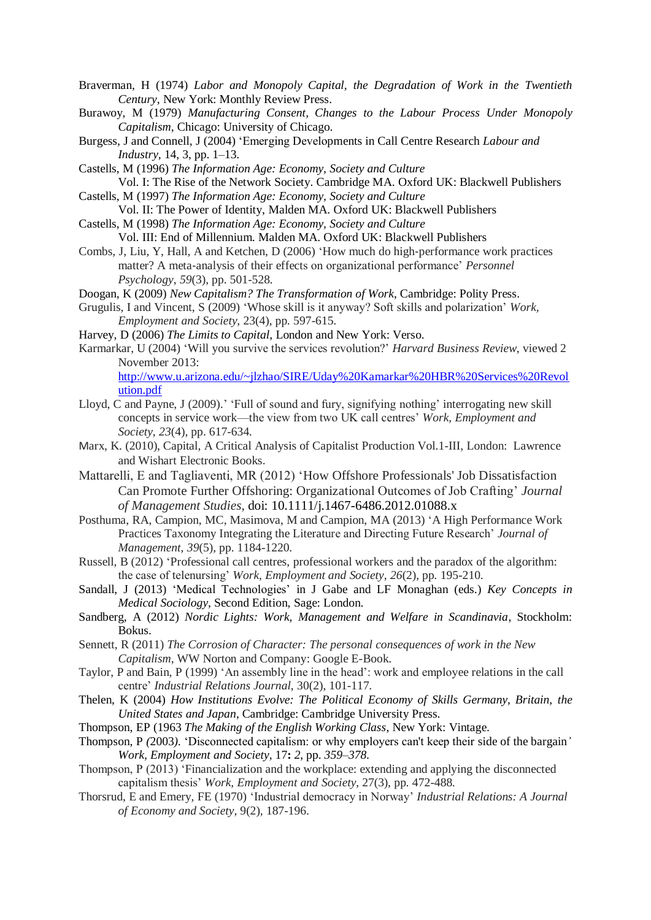Braverman, H (1974) *Labor and Monopoly Capital, the Degradation of Work in the Twentieth Century*, New York: Monthly Review Press.

Burawoy, M (1979) *Manufacturing Consent, Changes to the Labour Process Under Monopoly Capitalism*, Chicago: University of Chicago.

Burgess, J and Connell, J (2004) 'Emerging Developments in Call Centre Research *Labour and Industry*, 14, 3, pp. 1–13.

Castells, M (1996) *The Information Age: Economy, Society and Culture* Vol. I: The Rise of the Network Society. Cambridge MA. Oxford UK: Blackwell Publishers

Castells, M (1997) *The Information Age: Economy, Society and Culture* Vol. II: The Power of Identity, Malden MA. Oxford UK: Blackwell Publishers

Castells, M (1998) *The Information Age: Economy, Society and Culture* Vol. III: End of Millennium. Malden MA. Oxford UK: Blackwell Publishers

Combs, J, Liu, Y, Hall, A and Ketchen, D (2006) 'How much do high-performance work practices matter? A meta-analysis of their effects on organizational performance' *Personnel Psychology*, *59*(3), pp. 501-528.

Doogan, K (2009) *New Capitalism? The Transformation of Work*, Cambridge: Polity Press.

Grugulis, I and Vincent, S (2009) 'Whose skill is it anyway? Soft skills and polarization' *Work, Employment and Society*, 23(4), pp. 597-615.

Harvey, D (2006) *The Limits to Capital*, London and New York: Verso.

Karmarkar, U (2004) 'Will you survive the services revolution?' *Harvard Business Review*, viewed 2 November 2013: http://www.u.arizona.edu/~jlzhao/SIRE/Uday%20Kamarkar%20HBR%20Services%20Revolution.pdf

Lloyd, C and Payne, J (2009).' 'Full of sound and fury, signifying nothing' interrogating new skill concepts in service work—the view from two UK call centres' *Work, Employment and Society*, *23*(4), pp. 617-634.

Marx, K. (2010), Capital, A Critical Analysis of Capitalist Production Vol.1-III, London: Lawrence and Wishart Electronic Books.

Mattarelli, E and Tagliaventi, MR (2012) 'How Offshore Professionals' Job Dissatisfaction Can Promote Further Offshoring: Organizational Outcomes of Job Crafting' *Journal of Management Studies*, doi: 10.1111/j.1467-6486.2012.01088.x

Posthuma, RA, Campion, MC, Masimova, M and Campion, MA (2013) 'A High Performance Work Practices Taxonomy Integrating the Literature and Directing Future Research' *Journal of Management*, *39*(5), pp. 1184-1220.

Russell, B (2012) 'Professional call centres, professional workers and the paradox of the algorithm: the case of telenursing' *Work, Employment and Society*, *26*(2), pp. 195-210.

Sandall, J (2013) 'Medical Technologies' in J Gabe and LF Monaghan (eds.) *Key Concepts in Medical Sociology*, Second Edition, Sage: London.

Sandberg, A (2012) *Nordic Lights: Work, Management and Welfare in Scandinavia*, Stockholm: Bokus.

Sennett, R (2011) *The Corrosion of Character: The personal consequences of work in the New Capitalism*, WW Norton and Company: Google E-Book.

Taylor, P and Bain, P (1999) 'An assembly line in the head': work and employee relations in the call centre' *Industrial Relations Journal*, 30(2), 101-117.

Thelen, K (2004) *How Institutions Evolve: The Political Economy of Skills Germany, Britain, the United States and Japan*, Cambridge: Cambridge University Press.

Thompson, EP (1963 *The Making of the English Working Class*, New York: Vintage.

Thompson, P *(*2003*)*. 'Disconnected capitalism: or why employers can't keep their side of the bargain*'* *Work, Employment and Society*, 17**:** *2*, pp. *359–378*.

Thompson, P (2013) 'Financialization and the workplace: extending and applying the disconnected capitalism thesis' *Work, Employment and Society*, 27(3), pp. 472-488.

Thorsrud, E and Emery, FE (1970) 'Industrial democracy in Norway' *Industrial Relations: A Journal of Economy and Society*, 9(2), 187-196.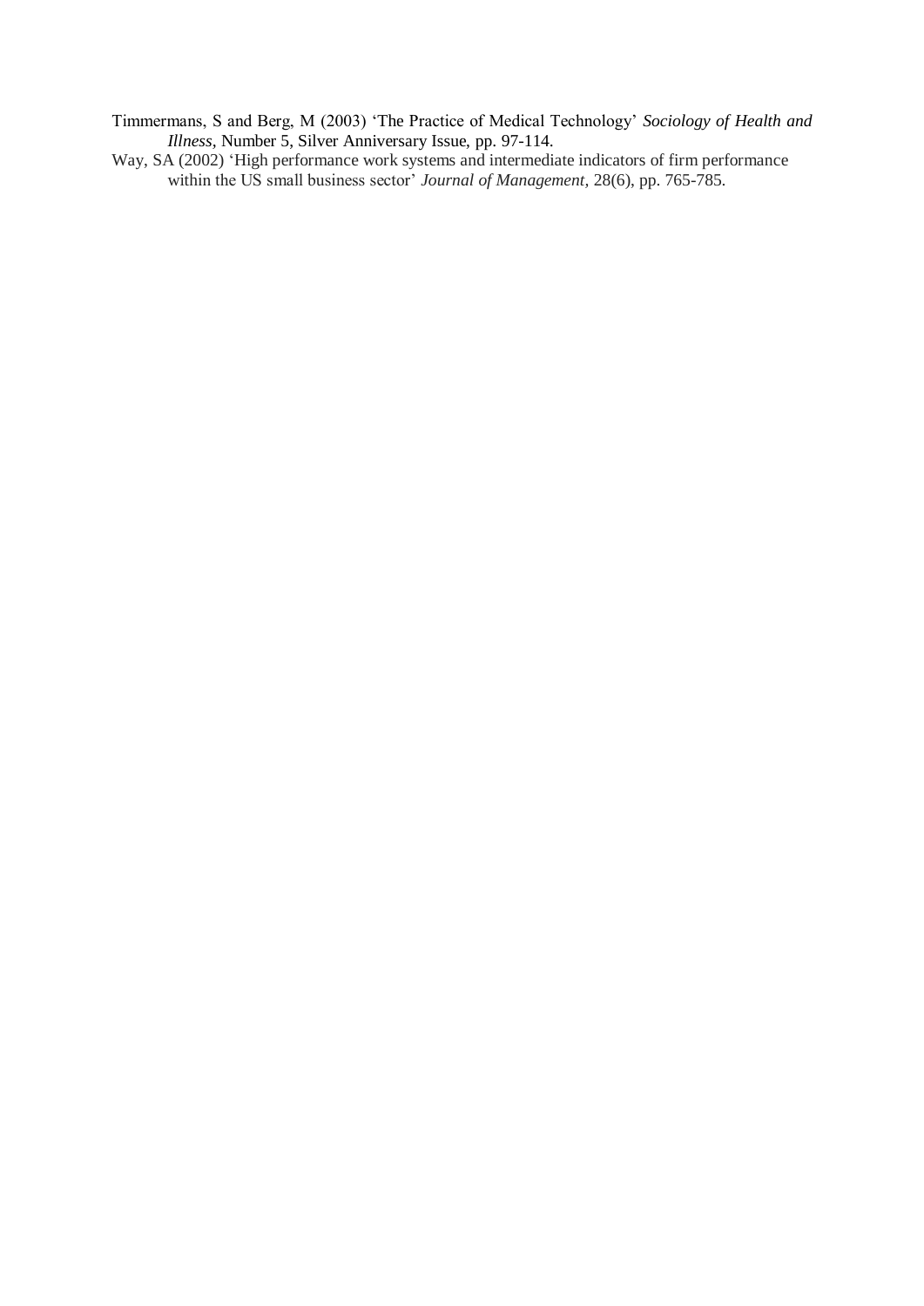Timmermans, S and Berg, M (2003) 'The Practice of Medical Technology' *Sociology of Health and Illness*, Number 5, Silver Anniversary Issue, pp. 97-114.

Way, SA (2002) 'High performance work systems and intermediate indicators of firm performance within the US small business sector' *Journal of Management*, 28(6), pp. 765-785.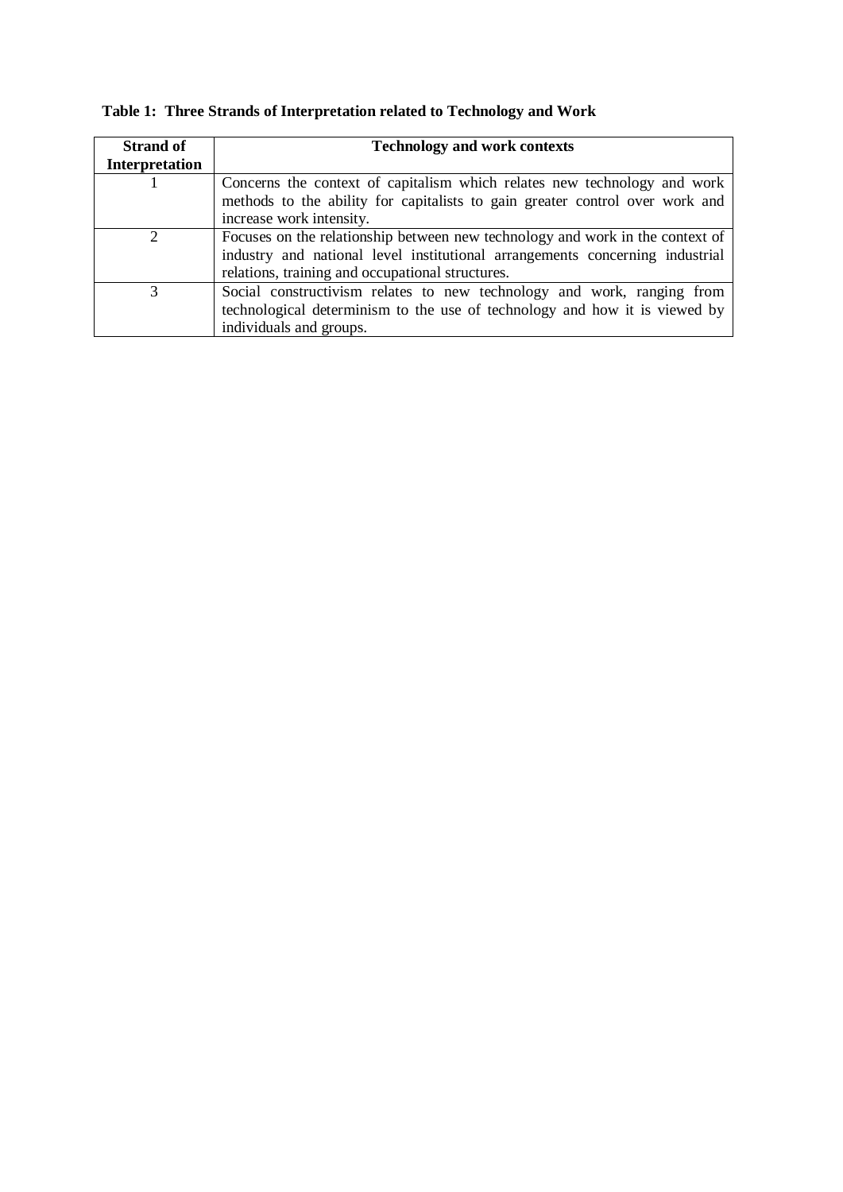**Table 1: Three Strands of Interpretation related to Technology and Work**

| Strand of Interpretation | Technology and work contexts |
|---|---|
| 1 | Concerns the context of capitalism which relates new technology and work methods to the ability for capitalists to gain greater control over work and increase work intensity. |
| 2 | Focuses on the relationship between new technology and work in the context of industry and national level institutional arrangements concerning industrial relations, training and occupational structures. |
| 3 | Social constructivism relates to new technology and work, ranging from technological determinism to the use of technology and how it is viewed by individuals and groups. |